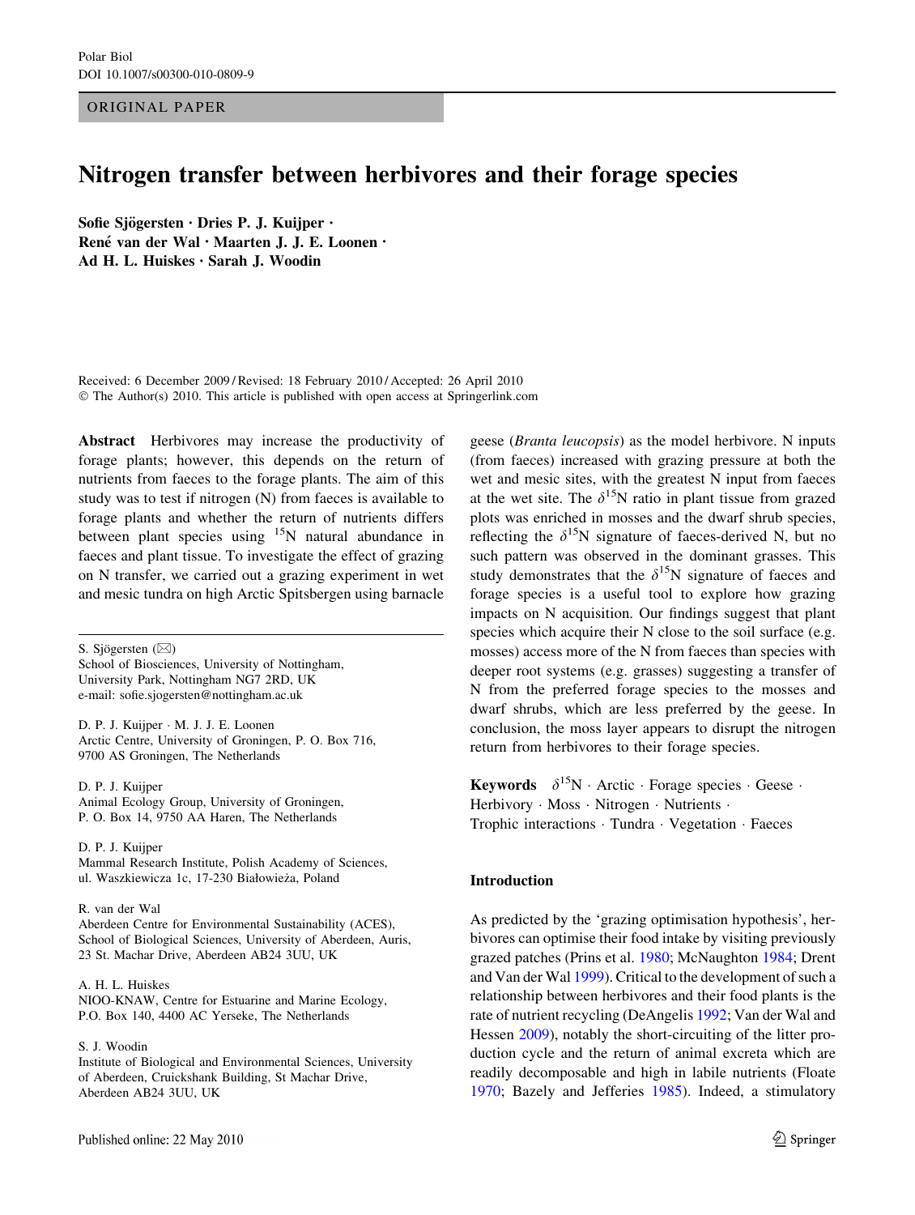ORIGINAL PAPER

# Nitrogen transfer between herbivores and their forage species

**Sofie Sjögersten · Dries P. J. Kuijper · René van der Wal · Maarten J. J. E. Loonen · Ad H. L. Huiskes · Sarah J. Woodin**

Received: 6 December 2009 / Revised: 18 February 2010 / Accepted: 26 April 2010
© The Author(s) 2010. This article is published with open access at Springerlink.com

**Abstract** Herbivores may increase the productivity of forage plants; however, this depends on the return of nutrients from faeces to the forage plants. The aim of this study was to test if nitrogen (N) from faeces is available to forage plants and whether the return of nutrients differs between plant species using $^{15}N$ natural abundance in faeces and plant tissue. To investigate the effect of grazing on N transfer, we carried out a grazing experiment in wet and mesic tundra on high Arctic Spitsbergen using barnacle geese (*Branta leucopsis*) as the model herbivore. N inputs (from faeces) increased with grazing pressure at both the wet and mesic sites, with the greatest N input from faeces at the wet site. The $\delta^{15}N$ ratio in plant tissue from grazed plots was enriched in mosses and the dwarf shrub species, reflecting the $\delta^{15}N$ signature of faeces-derived N, but no such pattern was observed in the dominant grasses. This study demonstrates that the $\delta^{15}N$ signature of faeces and forage species is a useful tool to explore how grazing impacts on N acquisition. Our findings suggest that plant species which acquire their N close to the soil surface (e.g. mosses) access more of the N from faeces than species with deeper root systems (e.g. grasses) suggesting a transfer of N from the preferred forage species to the mosses and dwarf shrubs, which are less preferred by the geese. In conclusion, the moss layer appears to disrupt the nitrogen return from herbivores to their forage species.

**Keywords** $\delta^{15}N$ · Arctic · Forage species · Geese · Herbivory · Moss · Nitrogen · Nutrients · Trophic interactions · Tundra · Vegetation · Faeces

S. Sjögersten (✉)
School of Biosciences, University of Nottingham, University Park, Nottingham NG7 2RD, UK
e-mail: sofie.sjogersten@nottingham.ac.uk

D. P. J. Kuijper · M. J. J. E. Loonen
Arctic Centre, University of Groningen, P. O. Box 716, 9700 AS Groningen, The Netherlands

D. P. J. Kuijper
Animal Ecology Group, University of Groningen, P. O. Box 14, 9750 AA Haren, The Netherlands

D. P. J. Kuijper
Mammal Research Institute, Polish Academy of Sciences, ul. Waszkiewicza 1c, 17-230 Białowieża, Poland

R. van der Wal
Aberdeen Centre for Environmental Sustainability (ACES), School of Biological Sciences, University of Aberdeen, Auris, 23 St. Machar Drive, Aberdeen AB24 3UU, UK

A. H. L. Huiskes
NIOO-KNAW, Centre for Estuarine and Marine Ecology, P.O. Box 140, 4400 AC Yerseke, The Netherlands

S. J. Woodin
Institute of Biological and Environmental Sciences, University of Aberdeen, Cruickshank Building, St Machar Drive, Aberdeen AB24 3UU, UK

## Introduction

As predicted by the 'grazing optimisation hypothesis', herbivores can optimise their food intake by visiting previously grazed patches (Prins et al. 1980; McNaughton 1984; Drent and Van der Wal 1999). Critical to the development of such a relationship between herbivores and their food plants is the rate of nutrient recycling (DeAngelis 1992; Van der Wal and Hessen 2009), notably the short-circuiting of the litter production cycle and the return of animal excreta which are readily decomposable and high in labile nutrients (Floate 1970; Bazely and Jefferies 1985). Indeed, a stimulatory

Published online: 22 May 2010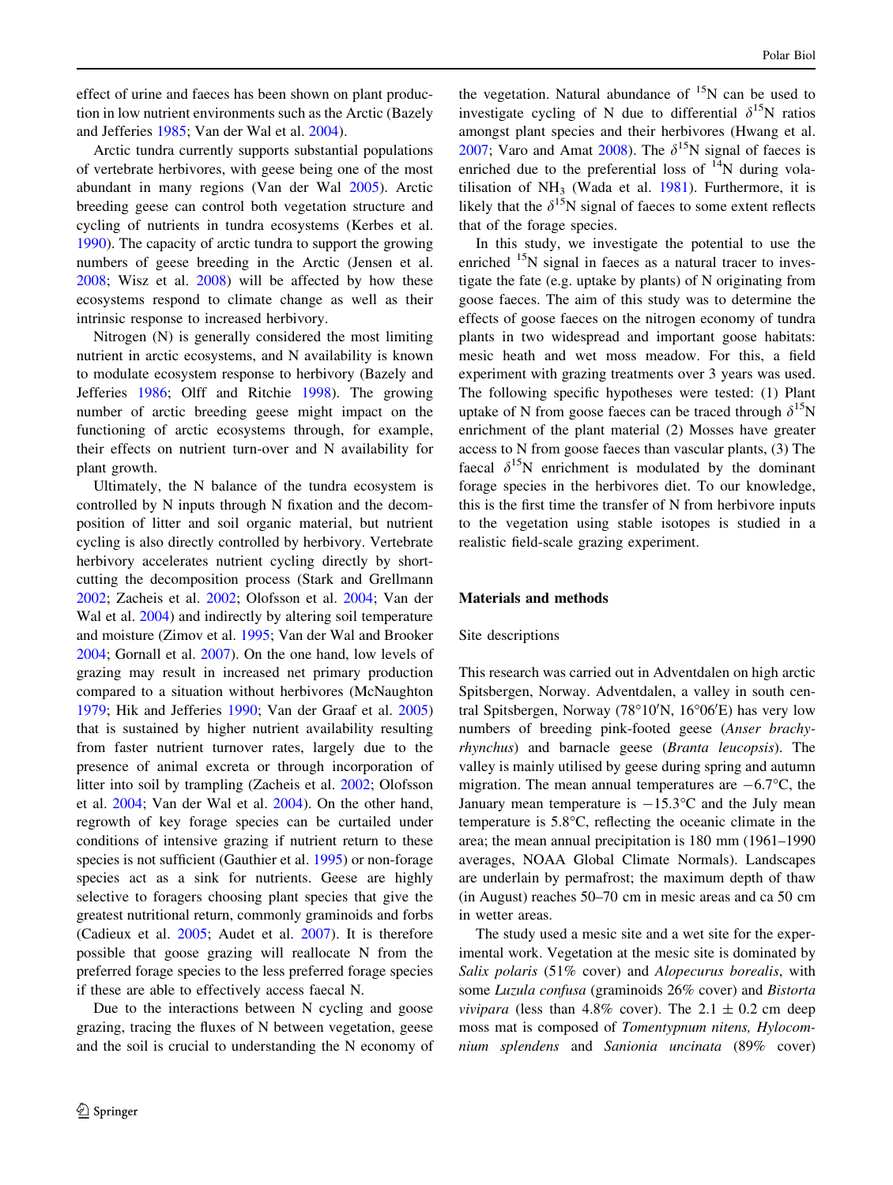effect of urine and faeces has been shown on plant production in low nutrient environments such as the Arctic (Bazely and Jefferies 1985; Van der Wal et al. 2004).

Arctic tundra currently supports substantial populations of vertebrate herbivores, with geese being one of the most abundant in many regions (Van der Wal 2005). Arctic breeding geese can control both vegetation structure and cycling of nutrients in tundra ecosystems (Kerbes et al. 1990). The capacity of arctic tundra to support the growing numbers of geese breeding in the Arctic (Jensen et al. 2008; Wisz et al. 2008) will be affected by how these ecosystems respond to climate change as well as their intrinsic response to increased herbivory.

Nitrogen (N) is generally considered the most limiting nutrient in arctic ecosystems, and N availability is known to modulate ecosystem response to herbivory (Bazely and Jefferies 1986; Olff and Ritchie 1998). The growing number of arctic breeding geese might impact on the functioning of arctic ecosystems through, for example, their effects on nutrient turn-over and N availability for plant growth.

Ultimately, the N balance of the tundra ecosystem is controlled by N inputs through N fixation and the decomposition of litter and soil organic material, but nutrient cycling is also directly controlled by herbivory. Vertebrate herbivory accelerates nutrient cycling directly by short-cutting the decomposition process (Stark and Grellmann 2002; Zacheis et al. 2002; Olofsson et al. 2004; Van der Wal et al. 2004) and indirectly by altering soil temperature and moisture (Zimov et al. 1995; Van der Wal and Brooker 2004; Gornall et al. 2007). On the one hand, low levels of grazing may result in increased net primary production compared to a situation without herbivores (McNaughton 1979; Hik and Jefferies 1990; Van der Graaf et al. 2005) that is sustained by higher nutrient availability resulting from faster nutrient turnover rates, largely due to the presence of animal excreta or through incorporation of litter into soil by trampling (Zacheis et al. 2002; Olofsson et al. 2004; Van der Wal et al. 2004). On the other hand, regrowth of key forage species can be curtailed under conditions of intensive grazing if nutrient return to these species is not sufficient (Gauthier et al. 1995) or non-forage species act as a sink for nutrients. Geese are highly selective to foragers choosing plant species that give the greatest nutritional return, commonly graminoids and forbs (Cadieux et al. 2005; Audet et al. 2007). It is therefore possible that goose grazing will reallocate N from the preferred forage species to the less preferred forage species if these are able to effectively access faecal N.

Due to the interactions between N cycling and goose grazing, tracing the fluxes of N between vegetation, geese and the soil is crucial to understanding the N economy of the vegetation. Natural abundance of $^{15}N$ can be used to investigate cycling of N due to differential $\delta^{15}N$ ratios amongst plant species and their herbivores (Hwang et al. 2007; Varo and Amat 2008). The $\delta^{15}N$ signal of faeces is enriched due to the preferential loss of $^{14}N$ during volatilisation of $NH_3$ (Wada et al. 1981). Furthermore, it is likely that the $\delta^{15}N$ signal of faeces to some extent reflects that of the forage species.

In this study, we investigate the potential to use the enriched $^{15}N$ signal in faeces as a natural tracer to investigate the fate (e.g. uptake by plants) of N originating from goose faeces. The aim of this study was to determine the effects of goose faeces on the nitrogen economy of tundra plants in two widespread and important goose habitats: mesic heath and wet moss meadow. For this, a field experiment with grazing treatments over 3 years was used. The following specific hypotheses were tested: (1) Plant uptake of N from goose faeces can be traced through $\delta^{15}N$ enrichment of the plant material (2) Mosses have greater access to N from goose faeces than vascular plants, (3) The faecal $\delta^{15}N$ enrichment is modulated by the dominant forage species in the herbivores diet. To our knowledge, this is the first time the transfer of N from herbivore inputs to the vegetation using stable isotopes is studied in a realistic field-scale grazing experiment.

## Materials and methods

### Site descriptions

This research was carried out in Adventdalen on high arctic Spitsbergen, Norway. Adventdalen, a valley in south central Spitsbergen, Norway (78°10′N, 16°06′E) has very low numbers of breeding pink-footed geese (*Anser brachyrhynchus*) and barnacle geese (*Branta leucopsis*). The valley is mainly utilised by geese during spring and autumn migration. The mean annual temperatures are −6.7°C, the January mean temperature is −15.3°C and the July mean temperature is 5.8°C, reflecting the oceanic climate in the area; the mean annual precipitation is 180 mm (1961–1990 averages, NOAA Global Climate Normals). Landscapes are underlain by permafrost; the maximum depth of thaw (in August) reaches 50–70 cm in mesic areas and ca 50 cm in wetter areas.

The study used a mesic site and a wet site for the experimental work. Vegetation at the mesic site is dominated by *Salix polaris* (51% cover) and *Alopecurus borealis*, with some *Luzula confusa* (graminoids 26% cover) and *Bistorta vivipara* (less than 4.8% cover). The 2.1 ± 0.2 cm deep moss mat is composed of *Tomentypnum nitens, Hylocomnium splendens* and *Sanionia uncinata* (89% cover)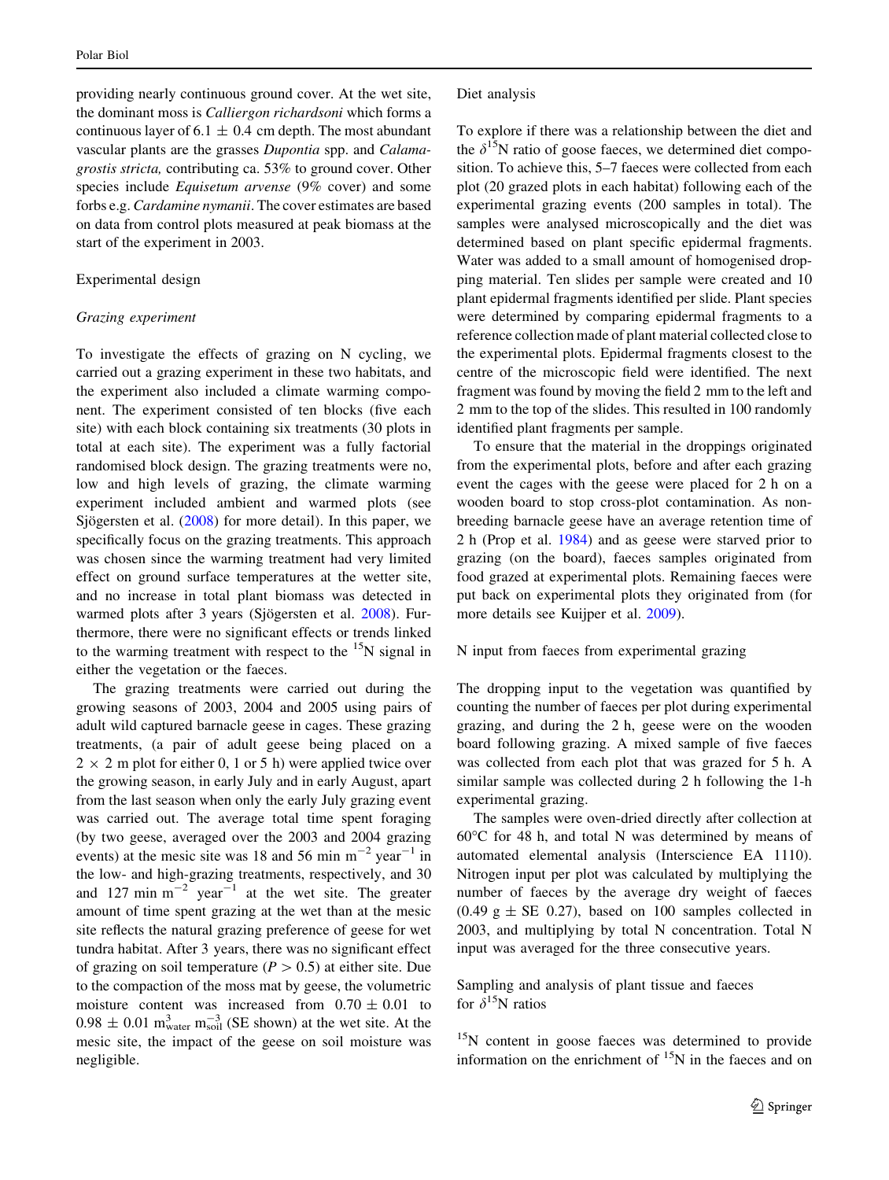providing nearly continuous ground cover. At the wet site, the dominant moss is *Calliergon richardsoni* which forms a continuous layer of $6.1 \pm 0.4$ cm depth. The most abundant vascular plants are the grasses *Dupontia* spp. and *Calamagrostis stricta,* contributing ca. 53% to ground cover. Other species include *Equisetum arvense* (9% cover) and some forbs e.g. *Cardamine nymanii*. The cover estimates are based on data from control plots measured at peak biomass at the start of the experiment in 2003.

## Experimental design

### *Grazing experiment*

To investigate the effects of grazing on N cycling, we carried out a grazing experiment in these two habitats, and the experiment also included a climate warming component. The experiment consisted of ten blocks (five each site) with each block containing six treatments (30 plots in total at each site). The experiment was a fully factorial randomised block design. The grazing treatments were no, low and high levels of grazing, the climate warming experiment included ambient and warmed plots (see Sjögersten et al. (2008) for more detail). In this paper, we specifically focus on the grazing treatments. This approach was chosen since the warming treatment had very limited effect on ground surface temperatures at the wetter site, and no increase in total plant biomass was detected in warmed plots after 3 years (Sjögersten et al. 2008). Furthermore, there were no significant effects or trends linked to the warming treatment with respect to the $^{15}N$ signal in either the vegetation or the faeces.

The grazing treatments were carried out during the growing seasons of 2003, 2004 and 2005 using pairs of adult wild captured barnacle geese in cages. These grazing treatments, (a pair of adult geese being placed on a $2 \times 2$ m plot for either 0, 1 or 5 h) were applied twice over the growing season, in early July and in early August, apart from the last season when only the early July grazing event was carried out. The average total time spent foraging (by two geese, averaged over the 2003 and 2004 grazing events) at the mesic site was 18 and 56 min $m^{-2}$ $year^{-1}$ in the low- and high-grazing treatments, respectively, and 30 and 127 min $m^{-2}$ $year^{-1}$ at the wet site. The greater amount of time spent grazing at the wet than at the mesic site reflects the natural grazing preference of geese for wet tundra habitat. After 3 years, there was no significant effect of grazing on soil temperature ($P > 0.5$) at either site. Due to the compaction of the moss mat by geese, the volumetric moisture content was increased from $0.70 \pm 0.01$ to $0.98 \pm 0.01$ $m^3_{water}$ $m^{-3}_{soil}$ (SE shown) at the wet site. At the mesic site, the impact of the geese on soil moisture was negligible.

## Diet analysis

To explore if there was a relationship between the diet and the $\delta^{15}N$ ratio of goose faeces, we determined diet composition. To achieve this, 5–7 faeces were collected from each plot (20 grazed plots in each habitat) following each of the experimental grazing events (200 samples in total). The samples were analysed microscopically and the diet was determined based on plant specific epidermal fragments. Water was added to a small amount of homogenised dropping material. Ten slides per sample were created and 10 plant epidermal fragments identified per slide. Plant species were determined by comparing epidermal fragments to a reference collection made of plant material collected close to the experimental plots. Epidermal fragments closest to the centre of the microscopic field were identified. The next fragment was found by moving the field 2 mm to the left and 2 mm to the top of the slides. This resulted in 100 randomly identified plant fragments per sample.

To ensure that the material in the droppings originated from the experimental plots, before and after each grazing event the cages with the geese were placed for 2 h on a wooden board to stop cross-plot contamination. As non-breeding barnacle geese have an average retention time of 2 h (Prop et al. 1984) and as geese were starved prior to grazing (on the board), faeces samples originated from food grazed at experimental plots. Remaining faeces were put back on experimental plots they originated from (for more details see Kuijper et al. 2009).

## N input from faeces from experimental grazing

The dropping input to the vegetation was quantified by counting the number of faeces per plot during experimental grazing, and during the 2 h, geese were on the wooden board following grazing. A mixed sample of five faeces was collected from each plot that was grazed for 5 h. A similar sample was collected during 2 h following the 1-h experimental grazing.

The samples were oven-dried directly after collection at 60°C for 48 h, and total N was determined by means of automated elemental analysis (Interscience EA 1110). Nitrogen input per plot was calculated by multiplying the number of faeces by the average dry weight of faeces ($0.49$ g $\pm$ SE $0.27$), based on 100 samples collected in 2003, and multiplying by total N concentration. Total N input was averaged for the three consecutive years.

## Sampling and analysis of plant tissue and faeces for $\delta^{15}N$ ratios

$^{15}N$ content in goose faeces was determined to provide information on the enrichment of $^{15}N$ in the faeces and on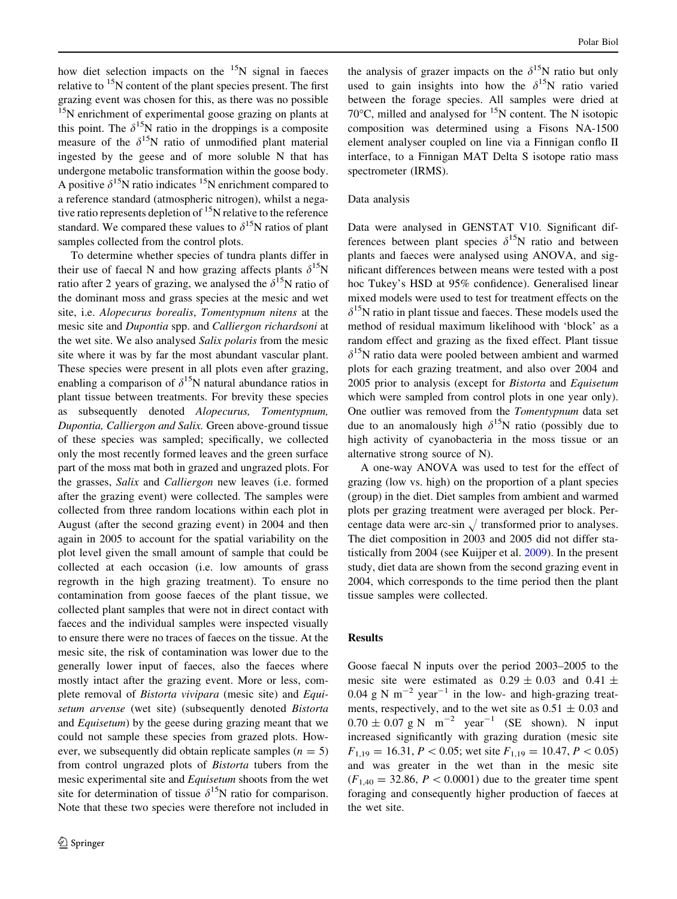how diet selection impacts on the $^{15}N$ signal in faeces relative to $^{15}N$ content of the plant species present. The first grazing event was chosen for this, as there was no possible $^{15}N$ enrichment of experimental goose grazing on plants at this point. The $\delta^{15}N$ ratio in the droppings is a composite measure of the $\delta^{15}N$ ratio of unmodified plant material ingested by the geese and of more soluble N that has undergone metabolic transformation within the goose body. A positive $\delta^{15}N$ ratio indicates $^{15}N$ enrichment compared to a reference standard (atmospheric nitrogen), whilst a negative ratio represents depletion of $^{15}N$ relative to the reference standard. We compared these values to $\delta^{15}N$ ratios of plant samples collected from the control plots.

To determine whether species of tundra plants differ in their use of faecal N and how grazing affects plants $\delta^{15}N$ ratio after 2 years of grazing, we analysed the $\delta^{15}N$ ratio of the dominant moss and grass species at the mesic and wet site, i.e. *Alopecurus borealis*, *Tomentypnum nitens* at the mesic site and *Dupontia* spp. and *Calliergon richardsoni* at the wet site. We also analysed *Salix polaris* from the mesic site where it was by far the most abundant vascular plant. These species were present in all plots even after grazing, enabling a comparison of $\delta^{15}N$ natural abundance ratios in plant tissue between treatments. For brevity these species as subsequently denoted *Alopecurus, Tomentypnum, Dupontia, Calliergon and Salix.* Green above-ground tissue of these species was sampled; specifically, we collected only the most recently formed leaves and the green surface part of the moss mat both in grazed and ungrazed plots. For the grasses, *Salix* and *Calliergon* new leaves (i.e. formed after the grazing event) were collected. The samples were collected from three random locations within each plot in August (after the second grazing event) in 2004 and then again in 2005 to account for the spatial variability on the plot level given the small amount of sample that could be collected at each occasion (i.e. low amounts of grass regrowth in the high grazing treatment). To ensure no contamination from goose faeces of the plant tissue, we collected plant samples that were not in direct contact with faeces and the individual samples were inspected visually to ensure there were no traces of faeces on the tissue. At the mesic site, the risk of contamination was lower due to the generally lower input of faeces, also the faeces where mostly intact after the grazing event. More or less, complete removal of *Bistorta vivipara* (mesic site) and *Equisetum arvense* (wet site) (subsequently denoted *Bistorta* and *Equisetum*) by the geese during grazing meant that we could not sample these species from grazed plots. However, we subsequently did obtain replicate samples ($n = 5$) from control ungrazed plots of *Bistorta* tubers from the mesic experimental site and *Equisetum* shoots from the wet site for determination of tissue $\delta^{15}N$ ratio for comparison. Note that these two species were therefore not included in the analysis of grazer impacts on the $\delta^{15}N$ ratio but only used to gain insights into how the $\delta^{15}N$ ratio varied between the forage species. All samples were dried at 70°C, milled and analysed for $^{15}N$ content. The N isotopic composition was determined using a Fisons NA-1500 element analyser coupled on line via a Finnigan conflo II interface, to a Finnigan MAT Delta S isotope ratio mass spectrometer (IRMS).

### Data analysis

Data were analysed in GENSTAT V10. Significant differences between plant species $\delta^{15}N$ ratio and between plants and faeces were analysed using ANOVA, and significant differences between means were tested with a post hoc Tukey's HSD at 95% confidence). Generalised linear mixed models were used to test for treatment effects on the $\delta^{15}N$ ratio in plant tissue and faeces. These models used the method of residual maximum likelihood with 'block' as a random effect and grazing as the fixed effect. Plant tissue $\delta^{15}N$ ratio data were pooled between ambient and warmed plots for each grazing treatment, and also over 2004 and 2005 prior to analysis (except for *Bistorta* and *Equisetum* which were sampled from control plots in one year only). One outlier was removed from the *Tomentypnum* data set due to an anomalously high $\delta^{15}N$ ratio (possibly due to high activity of cyanobacteria in the moss tissue or an alternative strong source of N).

A one-way ANOVA was used to test for the effect of grazing (low vs. high) on the proportion of a plant species (group) in the diet. Diet samples from ambient and warmed plots per grazing treatment were averaged per block. Percentage data were arc-sin $\sqrt{}$ transformed prior to analyses. The diet composition in 2003 and 2005 did not differ statistically from 2004 (see Kuijper et al. 2009). In the present study, diet data are shown from the second grazing event in 2004, which corresponds to the time period then the plant tissue samples were collected.

## Results

Goose faecal N inputs over the period 2003–2005 to the mesic site were estimated as $0.29 \pm 0.03$ and $0.41 \pm 0.04$ g N $m^{-2}$ $year^{-1}$ in the low- and high-grazing treatments, respectively, and to the wet site as $0.51 \pm 0.03$ and $0.70 \pm 0.07$ g N $m^{-2}$ $year^{-1}$ (SE shown). N input increased significantly with grazing duration (mesic site $F_{1,19} = 16.31$, $P < 0.05$; wet site $F_{1,19} = 10.47$, $P < 0.05$) and was greater in the wet than in the mesic site ($F_{1,40} = 32.86$, $P < 0.0001$) due to the greater time spent foraging and consequently higher production of faeces at the wet site.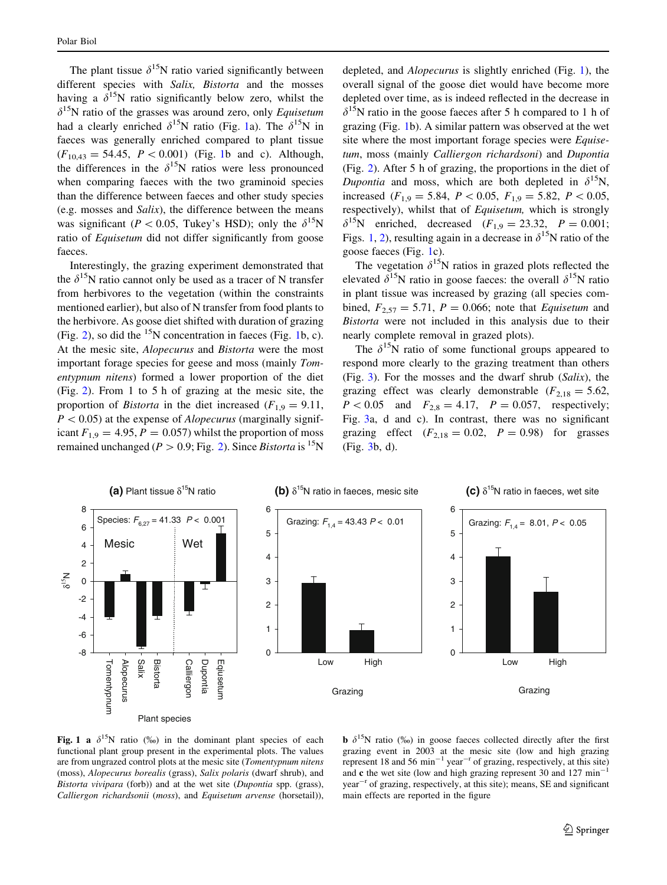The plant tissue $\delta^{15}N$ ratio varied significantly between different species with *Salix, Bistorta* and the mosses having a $\delta^{15}N$ ratio significantly below zero, whilst the $\delta^{15}N$ ratio of the grasses was around zero, only *Equisetum* had a clearly enriched $\delta^{15}N$ ratio (Fig. 1a). The $\delta^{15}N$ in faeces was generally enriched compared to plant tissue ($F_{10,43} = 54.45$, $P < 0.001$) (Fig. 1b and c). Although, the differences in the $\delta^{15}N$ ratios were less pronounced when comparing faeces with the two graminoid species than the difference between faeces and other study species (e.g. mosses and *Salix*), the difference between the means was significant ($P < 0.05$, Tukey's HSD); only the $\delta^{15}N$ ratio of *Equisetum* did not differ significantly from goose faeces.

Interestingly, the grazing experiment demonstrated that the $\delta^{15}N$ ratio cannot only be used as a tracer of N transfer from herbivores to the vegetation (within the constraints mentioned earlier), but also of N transfer from food plants to the herbivore. As goose diet shifted with duration of grazing (Fig. 2), so did the $^{15}N$ concentration in faeces (Fig. 1b, c). At the mesic site, *Alopecurus* and *Bistorta* were the most important forage species for geese and moss (mainly *Tomentypnum nitens*) formed a lower proportion of the diet (Fig. 2). From 1 to 5 h of grazing at the mesic site, the proportion of *Bistorta* in the diet increased ($F_{1,9} = 9.11$, $P < 0.05$) at the expense of *Alopecurus* (marginally significant $F_{1,9} = 4.95$, $P = 0.057$) whilst the proportion of moss remained unchanged ($P > 0.9$; Fig. 2). Since *Bistorta* is $^{15}N$ depleted, and *Alopecurus* is slightly enriched (Fig. 1), the overall signal of the goose diet would have become more depleted over time, as is indeed reflected in the decrease in $\delta^{15}N$ ratio in the goose faeces after 5 h compared to 1 h of grazing (Fig. 1b). A similar pattern was observed at the wet site where the most important forage species were *Equisetum*, moss (mainly *Calliergon richardsoni*) and *Dupontia* (Fig. 2). After 5 h of grazing, the proportions in the diet of *Dupontia* and moss, which are both depleted in $\delta^{15}N$, increased ($F_{1,9} = 5.84$, $P < 0.05$, $F_{1,9} = 5.82$, $P < 0.05$, respectively), whilst that of *Equisetum,* which is strongly $\delta^{15}N$ enriched, decreased ($F_{1,9} = 23.32$, $P = 0.001$; Figs. 1, 2), resulting again in a decrease in $\delta^{15}N$ ratio of the goose faeces (Fig. 1c).

The vegetation $\delta^{15}N$ ratios in grazed plots reflected the elevated $\delta^{15}N$ ratio in goose faeces: the overall $\delta^{15}N$ ratio in plant tissue was increased by grazing (all species combined, $F_{2,57} = 5.71$, $P = 0.066$; note that *Equisetum* and *Bistorta* were not included in this analysis due to their nearly complete removal in grazed plots).

The $\delta^{15}N$ ratio of some functional groups appeared to respond more clearly to the grazing treatment than others (Fig. 3). For the mosses and the dwarf shrub (*Salix*), the grazing effect was clearly demonstrable ($F_{2,18} = 5.62$, $P < 0.05$ and $F_{2,8} = 4.17$, $P = 0.057$, respectively; Fig. 3a, d and c). In contrast, there was no significant grazing effect ($F_{2,18} = 0.02$, $P = 0.98$) for grasses (Fig. 3b, d).

**Fig. 1** **a** $\delta^{15}N$ ratio (‰) in the dominant plant species of each functional plant group present in the experimental plots. The values are from ungrazed control plots at the mesic site (*Tomentypnum nitens* (moss), *Alopecurus borealis* (grass), *Salix polaris* (dwarf shrub), and *Bistorta vivipara* (forb)) and at the wet site (*Dupontia* spp. (grass), *Calliergon richardsonii* (*moss*), and *Equisetum arvense* (horsetail)), **b** $\delta^{15}N$ ratio (‰) in goose faeces collected directly after the first grazing event in 2003 at the mesic site (low and high grazing represent 18 and 56 $min^{-1}$ $year^{-r}$ of grazing, respectively, at this site) and **c** the wet site (low and high grazing represent 30 and 127 $min^{-1}$ $year^{-r}$ of grazing, respectively, at this site); means, SE and significant main effects are reported in the figure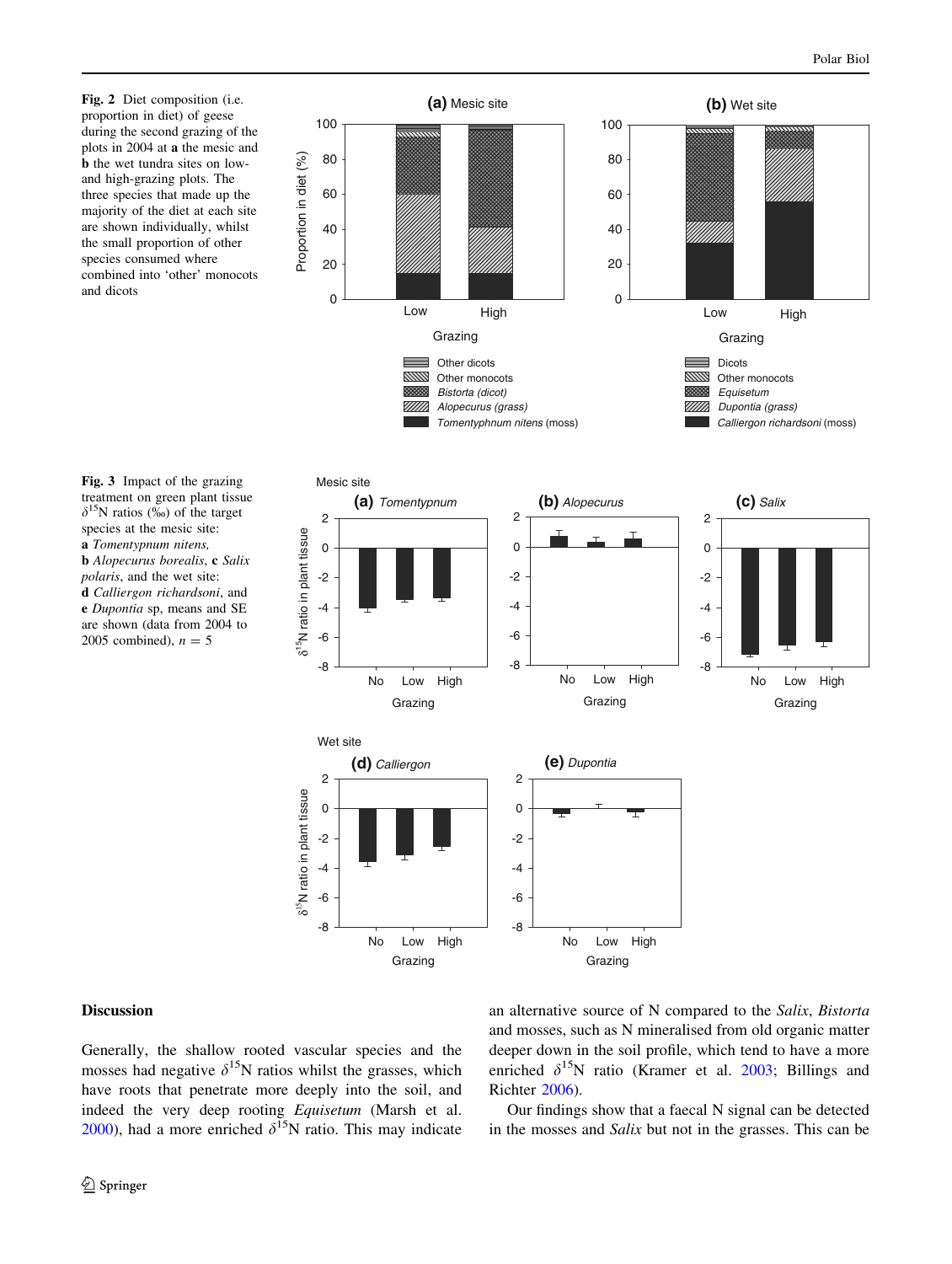**Fig. 2** Diet composition (i.e. proportion in diet) of geese during the second grazing of the plots in 2004 at **a** the mesic and **b** the wet tundra sites on low- and high-grazing plots. The three species that made up the majority of the diet at each site are shown individually, whilst the small proportion of other species consumed where combined into 'other' monocots and dicots

**Fig. 3** Impact of the grazing treatment on green plant tissue $\delta^{15}N$ ratios (‰) of the target species at the mesic site: **a** *Tomentypnum nitens,* **b** *Alopecurus borealis*, **c** *Salix polaris*, and the wet site: **d** *Calliergon richardsoni*, and **e** *Dupontia* sp, means and SE are shown (data from 2004 to 2005 combined), $n = 5$

## Discussion

Generally, the shallow rooted vascular species and the mosses had negative $\delta^{15}N$ ratios whilst the grasses, which have roots that penetrate more deeply into the soil, and indeed the very deep rooting *Equisetum* (Marsh et al. 2000), had a more enriched $\delta^{15}N$ ratio. This may indicate an alternative source of N compared to the *Salix*, *Bistorta* and mosses, such as N mineralised from old organic matter deeper down in the soil profile, which tend to have a more enriched $\delta^{15}N$ ratio (Kramer et al. 2003; Billings and Richter 2006).

Our findings show that a faecal N signal can be detected in the mosses and *Salix* but not in the grasses. This can be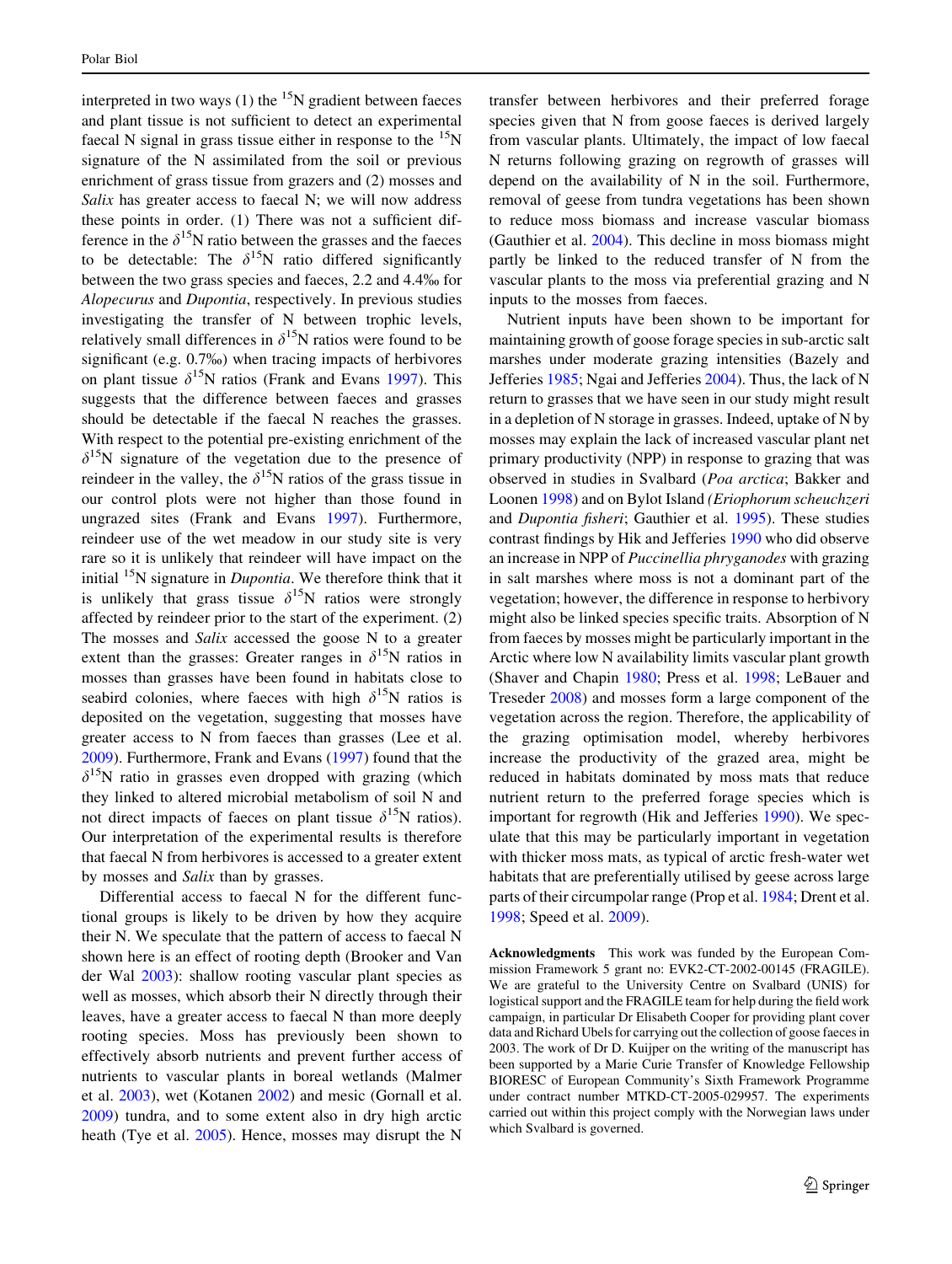interpreted in two ways (1) the $^{15}$N gradient between faeces and plant tissue is not sufficient to detect an experimental faecal N signal in grass tissue either in response to the $^{15}$N signature of the N assimilated from the soil or previous enrichment of grass tissue from grazers and (2) mosses and *Salix* has greater access to faecal N; we will now address these points in order. (1) There was not a sufficient difference in the $\delta^{15}$N ratio between the grasses and the faeces to be detectable: The $\delta^{15}$N ratio differed significantly between the two grass species and faeces, 2.2 and 4.4‰ for *Alopecurus* and *Dupontia*, respectively. In previous studies investigating the transfer of N between trophic levels, relatively small differences in $\delta^{15}$N ratios were found to be significant (e.g. 0.7‰) when tracing impacts of herbivores on plant tissue $\delta^{15}$N ratios (Frank and Evans 1997). This suggests that the difference between faeces and grasses should be detectable if the faecal N reaches the grasses. With respect to the potential pre-existing enrichment of the $\delta^{15}$N signature of the vegetation due to the presence of reindeer in the valley, the $\delta^{15}$N ratios of the grass tissue in our control plots were not higher than those found in ungrazed sites (Frank and Evans 1997). Furthermore, reindeer use of the wet meadow in our study site is very rare so it is unlikely that reindeer will have impact on the initial $^{15}$N signature in *Dupontia*. We therefore think that it is unlikely that grass tissue $\delta^{15}$N ratios were strongly affected by reindeer prior to the start of the experiment. (2) The mosses and *Salix* accessed the goose N to a greater extent than the grasses: Greater ranges in $\delta^{15}$N ratios in mosses than grasses have been found in habitats close to seabird colonies, where faeces with high $\delta^{15}$N ratios is deposited on the vegetation, suggesting that mosses have greater access to N from faeces than grasses (Lee et al. 2009). Furthermore, Frank and Evans (1997) found that the $\delta^{15}$N ratio in grasses even dropped with grazing (which they linked to altered microbial metabolism of soil N and not direct impacts of faeces on plant tissue $\delta^{15}$N ratios). Our interpretation of the experimental results is therefore that faecal N from herbivores is accessed to a greater extent by mosses and *Salix* than by grasses.

Differential access to faecal N for the different functional groups is likely to be driven by how they acquire their N. We speculate that the pattern of access to faecal N shown here is an effect of rooting depth (Brooker and Van der Wal 2003): shallow rooting vascular plant species as well as mosses, which absorb their N directly through their leaves, have a greater access to faecal N than more deeply rooting species. Moss has previously been shown to effectively absorb nutrients and prevent further access of nutrients to vascular plants in boreal wetlands (Malmer et al. 2003), wet (Kotanen 2002) and mesic (Gornall et al. 2009) tundra, and to some extent also in dry high arctic heath (Tye et al. 2005). Hence, mosses may disrupt the N transfer between herbivores and their preferred forage species given that N from goose faeces is derived largely from vascular plants. Ultimately, the impact of low faecal N returns following grazing on regrowth of grasses will depend on the availability of N in the soil. Furthermore, removal of geese from tundra vegetations has been shown to reduce moss biomass and increase vascular biomass (Gauthier et al. 2004). This decline in moss biomass might partly be linked to the reduced transfer of N from the vascular plants to the moss via preferential grazing and N inputs to the mosses from faeces.

Nutrient inputs have been shown to be important for maintaining growth of goose forage species in sub-arctic salt marshes under moderate grazing intensities (Bazely and Jefferies 1985; Ngai and Jefferies 2004). Thus, the lack of N return to grasses that we have seen in our study might result in a depletion of N storage in grasses. Indeed, uptake of N by mosses may explain the lack of increased vascular plant net primary productivity (NPP) in response to grazing that was observed in studies in Svalbard (*Poa arctica*; Bakker and Loonen 1998) and on Bylot Island (*Eriophorum scheuchzeri* and *Dupontia fisheri*; Gauthier et al. 1995). These studies contrast findings by Hik and Jefferies 1990 who did observe an increase in NPP of *Puccinellia phryganodes* with grazing in salt marshes where moss is not a dominant part of the vegetation; however, the difference in response to herbivory might also be linked species specific traits. Absorption of N from faeces by mosses might be particularly important in the Arctic where low N availability limits vascular plant growth (Shaver and Chapin 1980; Press et al. 1998; LeBauer and Treseder 2008) and mosses form a large component of the vegetation across the region. Therefore, the applicability of the grazing optimisation model, whereby herbivores increase the productivity of the grazed area, might be reduced in habitats dominated by moss mats that reduce nutrient return to the preferred forage species which is important for regrowth (Hik and Jefferies 1990). We speculate that this may be particularly important in vegetation with thicker moss mats, as typical of arctic fresh-water wet habitats that are preferentially utilised by geese across large parts of their circumpolar range (Prop et al. 1984; Drent et al. 1998; Speed et al. 2009).

**Acknowledgments** This work was funded by the European Commission Framework 5 grant no: EVK2-CT-2002-00145 (FRAGILE). We are grateful to the University Centre on Svalbard (UNIS) for logistical support and the FRAGILE team for help during the field work campaign, in particular Dr Elisabeth Cooper for providing plant cover data and Richard Ubels for carrying out the collection of goose faeces in 2003. The work of Dr D. Kuijper on the writing of the manuscript has been supported by a Marie Curie Transfer of Knowledge Fellowship BIORESC of European Community's Sixth Framework Programme under contract number MTKD-CT-2005-029957. The experiments carried out within this project comply with the Norwegian laws under which Svalbard is governed.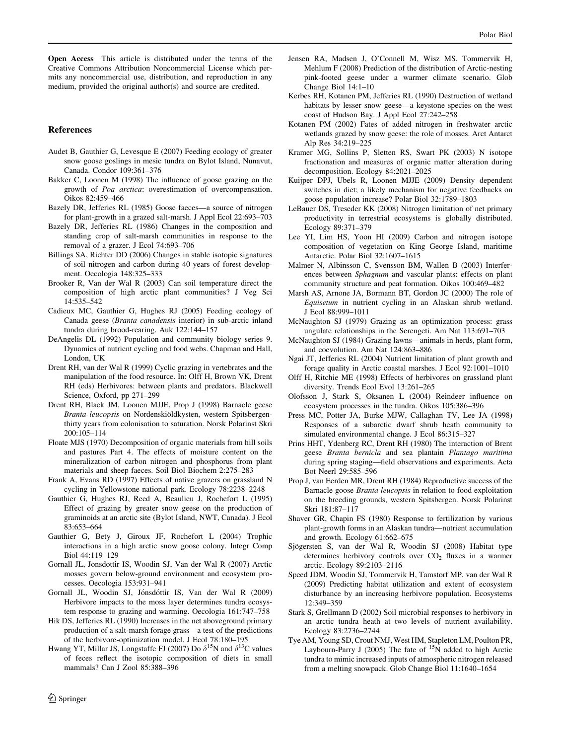**Open Access** This article is distributed under the terms of the Creative Commons Attribution Noncommercial License which permits any noncommercial use, distribution, and reproduction in any medium, provided the original author(s) and source are credited.

## References

Audet B, Gauthier G, Levesque E (2007) Feeding ecology of greater snow goose goslings in mesic tundra on Bylot Island, Nunavut, Canada. Condor 109:361–376

Bakker C, Loonen M (1998) The influence of goose grazing on the growth of *Poa arctica*: overestimation of overcompensation. Oikos 82:459–466

Bazely DR, Jefferies RL (1985) Goose faeces—a source of nitrogen for plant-growth in a grazed salt-marsh. J Appl Ecol 22:693–703

Bazely DR, Jefferies RL (1986) Changes in the composition and standing crop of salt-marsh communities in response to the removal of a grazer. J Ecol 74:693–706

Billings SA, Richter DD (2006) Changes in stable isotopic signatures of soil nitrogen and carbon during 40 years of forest development. Oecologia 148:325–333

Brooker R, Van der Wal R (2003) Can soil temperature direct the composition of high arctic plant communities? J Veg Sci 14:535–542

Cadieux MC, Gauthier G, Hughes RJ (2005) Feeding ecology of Canada geese (*Branta canadensis* interior) in sub-arctic inland tundra during brood-rearing. Auk 122:144–157

DeAngelis DL (1992) Population and community biology series 9. Dynamics of nutrient cycling and food webs. Chapman and Hall, London, UK

Drent RH, van der Wal R (1999) Cyclic grazing in vertebrates and the manipulation of the food resource. In: Olff H, Brown VK, Drent RH (eds) Herbivores: between plants and predators. Blackwell Science, Oxford, pp 271–299

Drent RH, Black JM, Loonen MJJE, Prop J (1998) Barnacle geese *Branta leucopsis* on Nordenskiöldkysten, western Spitsbergen-thirty years from colonisation to saturation. Norsk Polarinst Skri 200:105–114

Floate MJS (1970) Decomposition of organic materials from hill soils and pastures Part 4. The effects of moisture content on the mineralization of carbon nitrogen and phosphorus from plant materials and sheep faeces. Soil Biol Biochem 2:275–283

Frank A, Evans RD (1997) Effects of native grazers on grassland N cycling in Yellowstone national park. Ecology 78:2238–2248

Gauthier G, Hughes RJ, Reed A, Beaulieu J, Rochefort L (1995) Effect of grazing by greater snow geese on the production of graminoids at an arctic site (Bylot Island, NWT, Canada). J Ecol 83:653–664

Gauthier G, Bety J, Giroux JF, Rochefort L (2004) Trophic interactions in a high arctic snow goose colony. Integr Comp Biol 44:119–129

Gornall JL, Jonsdottir IS, Woodin SJ, Van der Wal R (2007) Arctic mosses govern below-ground environment and ecosystem processes. Oecologia 153:931–941

Gornall JL, Woodin SJ, Jónsdóttir IS, Van der Wal R (2009) Herbivore impacts to the moss layer determines tundra ecosystem response to grazing and warming. Oecologia 161:747–758

Hik DS, Jefferies RL (1990) Increases in the net aboveground primary production of a salt-marsh forage grass—a test of the predictions of the herbivore-optimization model. J Ecol 78:180–195

Hwang YT, Millar JS, Longstaffe FJ (2007) Do $\delta^{15}N$ and $\delta^{13}C$ values of feces reflect the isotopic composition of diets in small mammals? Can J Zool 85:388–396

Jensen RA, Madsen J, O'Connell M, Wisz MS, Tommervik H, Mehlum F (2008) Prediction of the distribution of Arctic-nesting pink-footed geese under a warmer climate scenario. Glob Change Biol 14:1–10

Kerbes RH, Kotanen PM, Jefferies RL (1990) Destruction of wetland habitats by lesser snow geese—a keystone species on the west coast of Hudson Bay. J Appl Ecol 27:242–258

Kotanen PM (2002) Fates of added nitrogen in freshwater arctic wetlands grazed by snow geese: the role of mosses. Arct Antarct Alp Res 34:219–225

Kramer MG, Sollins P, Sletten RS, Swart PK (2003) N isotope fractionation and measures of organic matter alteration during decomposition. Ecology 84:2021–2025

Kuijper DPJ, Ubels R, Loonen MJJE (2009) Density dependent switches in diet; a likely mechanism for negative feedbacks on goose population increase? Polar Biol 32:1789–1803

LeBauer DS, Treseder KK (2008) Nitrogen limitation of net primary productivity in terrestrial ecosystems is globally distributed. Ecology 89:371–379

Lee YI, Lim HS, Yoon HI (2009) Carbon and nitrogen isotope composition of vegetation on King George Island, maritime Antarctic. Polar Biol 32:1607–1615

Malmer N, Albinsson C, Svensson BM, Wallen B (2003) Interferences between *Sphagnum* and vascular plants: effects on plant community structure and peat formation. Oikos 100:469–482

Marsh AS, Arnone JA, Bormann BT, Gordon JC (2000) The role of *Equisetum* in nutrient cycling in an Alaskan shrub wetland. J Ecol 88:999–1011

McNaughton SJ (1979) Grazing as an optimization process: grass ungulate relationships in the Serengeti. Am Nat 113:691–703

McNaughton SJ (1984) Grazing lawns—animals in herds, plant form, and coevolution. Am Nat 124:863–886

Ngai JT, Jefferies RL (2004) Nutrient limitation of plant growth and forage quality in Arctic coastal marshes. J Ecol 92:1001–1010

Olff H, Ritchie ME (1998) Effects of herbivores on grassland plant diversity. Trends Ecol Evol 13:261–265

Olofsson J, Stark S, Oksanen L (2004) Reindeer influence on ecosystem processes in the tundra. Oikos 105:386–396

Press MC, Potter JA, Burke MJW, Callaghan TV, Lee JA (1998) Responses of a subarctic dwarf shrub heath community to simulated environmental change. J Ecol 86:315–327

Prins HHT, Ydenberg RC, Drent RH (1980) The interaction of Brent geese *Branta bernicla* and sea plantain *Plantago maritima* during spring staging—field observations and experiments. Acta Bot Neerl 29:585–596

Prop J, van Eerden MR, Drent RH (1984) Reproductive success of the Barnacle goose *Branta leucopsis* in relation to food exploitation on the breeding grounds, western Spitsbergen. Norsk Polarinst Skri 181:87–117

Shaver GR, Chapin FS (1980) Response to fertilization by various plant-growth forms in an Alaskan tundra—nutrient accumulation and growth. Ecology 61:662–675

Sjögersten S, van der Wal R, Woodin SJ (2008) Habitat type determines herbivory controls over $CO_2$ fluxes in a warmer arctic. Ecology 89:2103–2116

Speed JDM, Woodin SJ, Tommervik H, Tamstorf MP, van der Wal R (2009) Predicting habitat utilization and extent of ecosystem disturbance by an increasing herbivore population. Ecosystems 12:349–359

Stark S, Grellmann D (2002) Soil microbial responses to herbivory in an arctic tundra heath at two levels of nutrient availability. Ecology 83:2736–2744

Tye AM, Young SD, Crout NMJ, West HM, Stapleton LM, Poulton PR, Laybourn-Parry J (2005) The fate of $^{15}N$ added to high Arctic tundra to mimic increased inputs of atmospheric nitrogen released from a melting snowpack. Glob Change Biol 11:1640–1654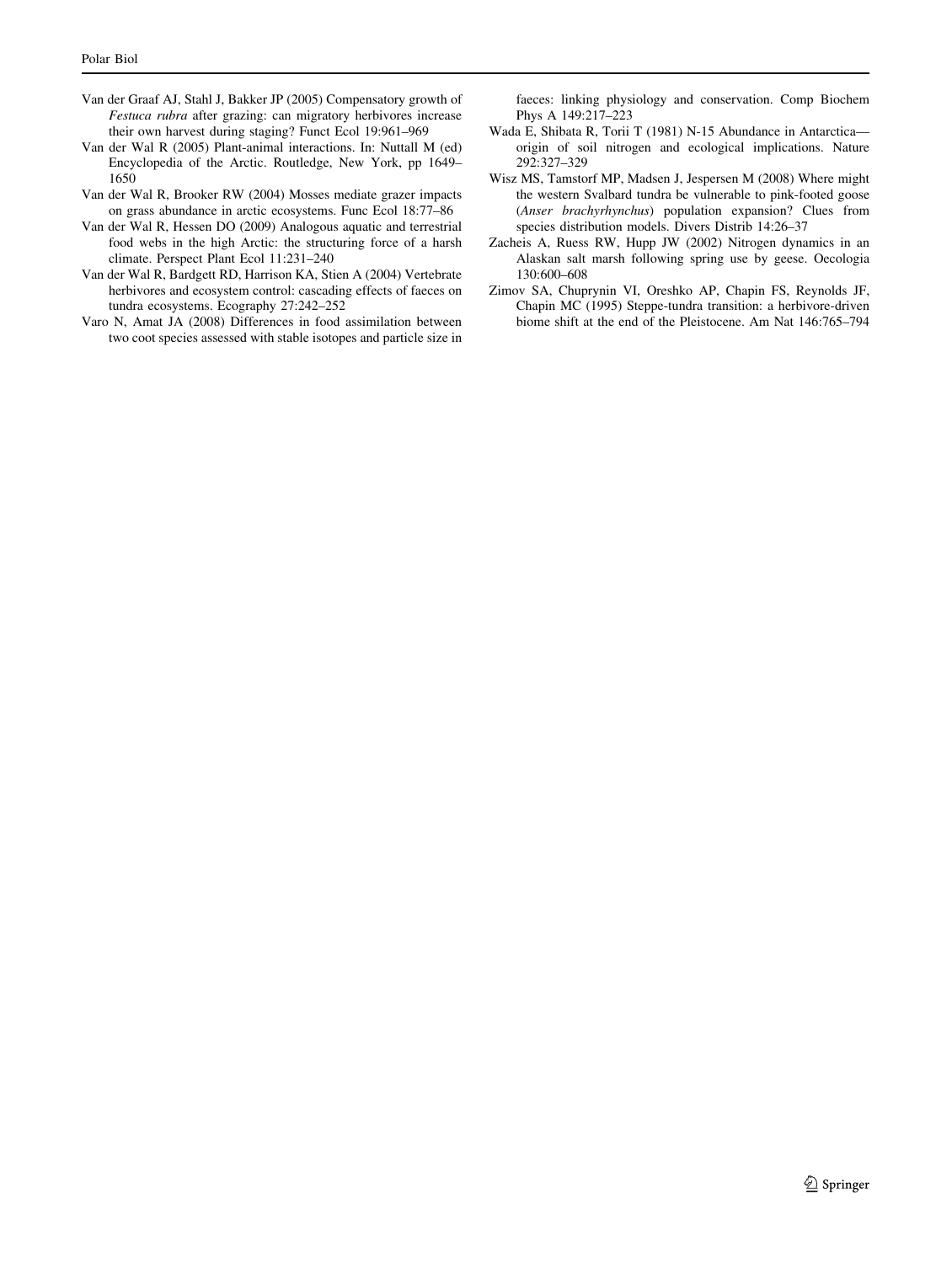Van der Graaf AJ, Stahl J, Bakker JP (2005) Compensatory growth of *Festuca rubra* after grazing: can migratory herbivores increase their own harvest during staging? Funct Ecol 19:961–969

Van der Wal R (2005) Plant-animal interactions. In: Nuttall M (ed) Encyclopedia of the Arctic. Routledge, New York, pp 1649–1650

Van der Wal R, Brooker RW (2004) Mosses mediate grazer impacts on grass abundance in arctic ecosystems. Func Ecol 18:77–86

Van der Wal R, Hessen DO (2009) Analogous aquatic and terrestrial food webs in the high Arctic: the structuring force of a harsh climate. Perspect Plant Ecol 11:231–240

Van der Wal R, Bardgett RD, Harrison KA, Stien A (2004) Vertebrate herbivores and ecosystem control: cascading effects of faeces on tundra ecosystems. Ecography 27:242–252

Varo N, Amat JA (2008) Differences in food assimilation between two coot species assessed with stable isotopes and particle size in faeces: linking physiology and conservation. Comp Biochem Phys A 149:217–223

Wada E, Shibata R, Torii T (1981) N-15 Abundance in Antarctica—origin of soil nitrogen and ecological implications. Nature 292:327–329

Wisz MS, Tamstorf MP, Madsen J, Jespersen M (2008) Where might the western Svalbard tundra be vulnerable to pink-footed goose (*Anser brachyrhynchus*) population expansion? Clues from species distribution models. Divers Distrib 14:26–37

Zacheis A, Ruess RW, Hupp JW (2002) Nitrogen dynamics in an Alaskan salt marsh following spring use by geese. Oecologia 130:600–608

Zimov SA, Chuprynin VI, Oreshko AP, Chapin FS, Reynolds JF, Chapin MC (1995) Steppe-tundra transition: a herbivore-driven biome shift at the end of the Pleistocene. Am Nat 146:765–794